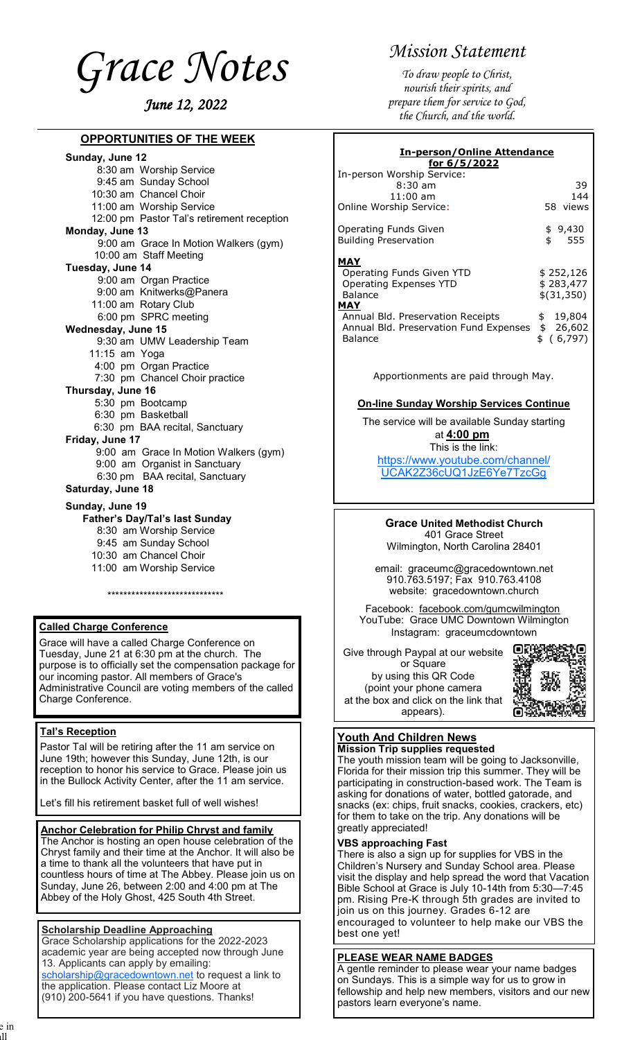# Grace Notes

*June 12, 2022*

## OPPORTUNITIES OF THE WEEK

**Sunday, June 12**
- 8:30 am Worship Service
- 9:45 am Sunday School
- 10:30 am Chancel Choir
- 11:00 am Worship Service
- 12:00 pm Pastor Tal's retirement reception

**Monday, June 13**
- 9:00 am Grace In Motion Walkers (gym)
- 10:00 am Staff Meeting

**Tuesday, June 14**
- 9:00 am Organ Practice
- 9:00 am Knitwerks@Panera
- 11:00 am Rotary Club
- 6:00 pm SPRC meeting

**Wednesday, June 15**
- 9:30 am UMW Leadership Team
- 11:15 am Yoga
- 4:00 pm Organ Practice
- 7:30 pm Chancel Choir practice

**Thursday, June 16**
- 5:30 pm Bootcamp
- 6:30 pm Basketball
- 6:30 pm BAA recital, Sanctuary

**Friday, June 17**
- 9:00 am Grace In Motion Walkers (gym)
- 9:00 am Organist in Sanctuary
- 6:30 pm BAA recital, Sanctuary

**Saturday, June 18**

**Sunday, June 19**

**Father's Day/Tal's last Sunday**
- 8:30 am Worship Service
- 9:45 am Sunday School
- 10:30 am Chancel Choir
- 11:00 am Worship Service

*****************************

### Called Charge Conference

Grace will have a called Charge Conference on Tuesday, June 21 at 6:30 pm at the church. The purpose is to officially set the compensation package for our incoming pastor. All members of Grace's Administrative Council are voting members of the called Charge Conference.

### Tal's Reception

Pastor Tal will be retiring after the 11 am service on June 19th; however this Sunday, June 12th, is our reception to honor his service to Grace. Please join us in the Bullock Activity Center, after the 11 am service.

Let's fill his retirement basket full of well wishes!

### Anchor Celebration for Philip Chryst and family

The Anchor is hosting an open house celebration of the Chryst family and their time at the Anchor. It will also be a time to thank all the volunteers that have put in countless hours of time at The Abbey. Please join us on Sunday, June 26, between 2:00 and 4:00 pm at The Abbey of the Holy Ghost, 425 South 4th Street.

### Scholarship Deadline Approaching

Grace Scholarship applications for the 2022-2023 academic year are being accepted now through June 13. Applicants can apply by emailing: scholarship@gracedowntown.net to request a link to the application. Please contact Liz Moore at (910) 200-5641 if you have questions. Thanks!

## Mission Statement

*To draw people to Christ, nourish their spirits, and prepare them for service to God, the Church, and the world.*

### In-person/Online Attendance for 6/5/2022

| | |
|---|---|
| In-person Worship Service: | |
| 8:30 am | 39 |
| 11:00 am | 144 |
| Online Worship Service: | 58 views |
| Operating Funds Given | $ 9,430 |
| Building Preservation | $ 555 |
| **MAY** | |
| Operating Funds Given YTD | $ 252,126 |
| Operating Expenses YTD | $ 283,477 |
| Balance | $(31,350) |
| **MAY** | |
| Annual Bld. Preservation Receipts | $ 19,804 |
| Annual Bld. Preservation Fund Expenses | $ 26,602 |
| Balance | $ ( 6,797) |

Apportionments are paid through May.

### On-line Sunday Worship Services Continue

The service will be available Sunday starting at **4:00 pm**

This is the link:

https://www.youtube.com/channel/UCAK2Z36cUQ1JzE6Ye7TzcGg

**Grace United Methodist Church**
401 Grace Street
Wilmington, North Carolina 28401

email: graceumc@gracedowntown.net
910.763.5197; Fax 910.763.4108
website: gracedowntown.church

Facebook: facebook.com/gumcwilmington
YouTube: Grace UMC Downtown Wilmington
Instagram: graceumcdowntown

Give through Paypal at our website or Square by using this QR Code (point your phone camera at the box and click on the link that appears).

### Youth And Children News

**Mission Trip supplies requested**

The youth mission team will be going to Jacksonville, Florida for their mission trip this summer. They will be participating in construction-based work. The Team is asking for donations of water, bottled gatorade, and snacks (ex: chips, fruit snacks, cookies, crackers, etc) for them to take on the trip. Any donations will be greatly appreciated!

**VBS approaching Fast**

There is also a sign up for supplies for VBS in the Children's Nursery and Sunday School area. Please visit the display and help spread the word that Vacation Bible School at Grace is July 10-14th from 5:30—7:45 pm. Rising Pre-K through 5th grades are invited to join us on this journey. Grades 6-12 are encouraged to volunteer to help make our VBS the best one yet!

### PLEASE WEAR NAME BADGES

A gentle reminder to please wear your name badges on Sundays. This is a simple way for us to grow in fellowship and help new members, visitors and our new pastors learn everyone's name.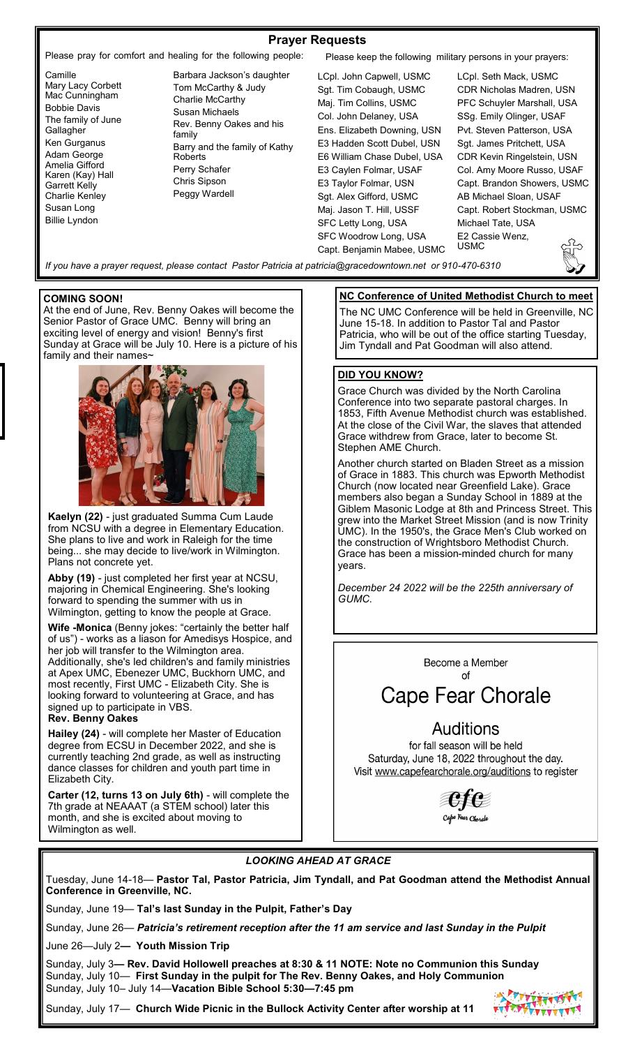# Prayer Requests

Please pray for comfort and healing for the following people:

Camille
Mary Lacy Corbett
Mac Cunningham
Bobbie Davis
The family of June Gallagher
Ken Gurganus
Adam George
Amelia Gifford
Karen (Kay) Hall
Garrett Kelly
Charlie Kenley
Susan Long
Billie Lyndon
Barbara Jackson's daughter
Tom McCarthy & Judy
Charlie McCarthy
Susan Michaels
Rev. Benny Oakes and his family
Barry and the family of Kathy Roberts
Perry Schafer
Chris Sipson
Peggy Wardell

Please keep the following military persons in your prayers:

LCpl. John Capwell, USMC
Sgt. Tim Cobaugh, USMC
Maj. Tim Collins, USMC
Col. John Delaney, USA
Ens. Elizabeth Downing, USN
E3 Hadden Scott Dubel, USN
E6 William Chase Dubel, USA
E3 Caylen Folmar, USAF
E3 Taylor Folmar, USN
Sgt. Alex Gifford, USMC
Maj. Jason T. Hill, USSF
SFC Letty Long, USA
SFC Woodrow Long, USA
Capt. Benjamin Mabee, USMC
LCpl. Seth Mack, USMC
CDR Nicholas Madren, USN
PFC Schuyler Marshall, USA
SSg. Emily Olinger, USAF
Pvt. Steven Patterson, USA
Sgt. James Pritchett, USA
CDR Kevin Ringelstein, USN
Col. Amy Moore Russo, USAF
Capt. Brandon Showers, USMC
AB Michael Sloan, USAF
Capt. Robert Stockman, USMC
Michael Tate, USA
E2 Cassie Wenz, USMC

*If you have a prayer request, please contact Pastor Patricia at patricia@gracedowntown.net or 910-470-6310*

## COMING SOON!

At the end of June, Rev. Benny Oakes will become the Senior Pastor of Grace UMC. Benny will bring an exciting level of energy and vision! Benny's first Sunday at Grace will be July 10. Here is a picture of his family and their names~

**Kaelyn (22)** - just graduated Summa Cum Laude from NCSU with a degree in Elementary Education. She plans to live and work in Raleigh for the time being... she may decide to live/work in Wilmington. Plans not concrete yet.

**Abby (19)** - just completed her first year at NCSU, majoring in Chemical Engineering. She's looking forward to spending the summer with us in Wilmington, getting to know the people at Grace.

**Wife -Monica** (Benny jokes: "certainly the better half of us") - works as a liason for Amedisys Hospice, and her job will transfer to the Wilmington area. Additionally, she's led children's and family ministries at Apex UMC, Ebenezer UMC, Buckhorn UMC, and most recently, First UMC - Elizabeth City. She is looking forward to volunteering at Grace, and has signed up to participate in VBS.

**Rev. Benny Oakes**

**Hailey (24)** - will complete her Master of Education degree from ECSU in December 2022, and she is currently teaching 2nd grade, as well as instructing dance classes for children and youth part time in Elizabeth City.

**Carter (12, turns 13 on July 6th)** - will complete the 7th grade at NEAAAT (a STEM school) later this month, and she is excited about moving to Wilmington as well.

## NC Conference of United Methodist Church to meet

The NC UMC Conference will be held in Greenville, NC June 15-18. In addition to Pastor Tal and Pastor Patricia, who will be out of the office starting Tuesday, Jim Tyndall and Pat Goodman will also attend.

## DID YOU KNOW?

Grace Church was divided by the North Carolina Conference into two separate pastoral charges. In 1853, Fifth Avenue Methodist church was established. At the close of the Civil War, the slaves that attended Grace withdrew from Grace, later to become St. Stephen AME Church.

Another church started on Bladen Street as a mission of Grace in 1883. This church was Epworth Methodist Church (now located near Greenfield Lake). Grace members also began a Sunday School in 1889 at the Giblem Masonic Lodge at 8th and Princess Street. This grew into the Market Street Mission (and is now Trinity UMC). In the 1950's, the Grace Men's Club worked on the construction of Wrightsboro Methodist Church. Grace has been a mission-minded church for many years.

*December 24 2022 will be the 225th anniversary of GUMC.*

Become a Member of

## Cape Fear Chorale

## Auditions

for fall season will be held Saturday, June 18, 2022 throughout the day. Visit www.capefearchorale.org/auditions to register

## *LOOKING AHEAD AT GRACE*

Tuesday, June 14-18— **Pastor Tal, Pastor Patricia, Jim Tyndall, and Pat Goodman attend the Methodist Annual Conference in Greenville, NC.**

Sunday, June 19— **Tal's last Sunday in the Pulpit, Father's Day**

Sunday, June 26— ***Patricia's retirement reception after the 11 am service and last Sunday in the Pulpit***

June 26—July 2**— Youth Mission Trip**

Sunday, July 3**— Rev. David Hollowell preaches at 8:30 & 11 NOTE: Note no Communion this Sunday**
Sunday, July 10— **First Sunday in the pulpit for The Rev. Benny Oakes, and Holy Communion**
Sunday, July 10– July 14—**Vacation Bible School 5:30—7:45 pm**

Sunday, July 17— **Church Wide Picnic in the Bullock Activity Center after worship at 11**